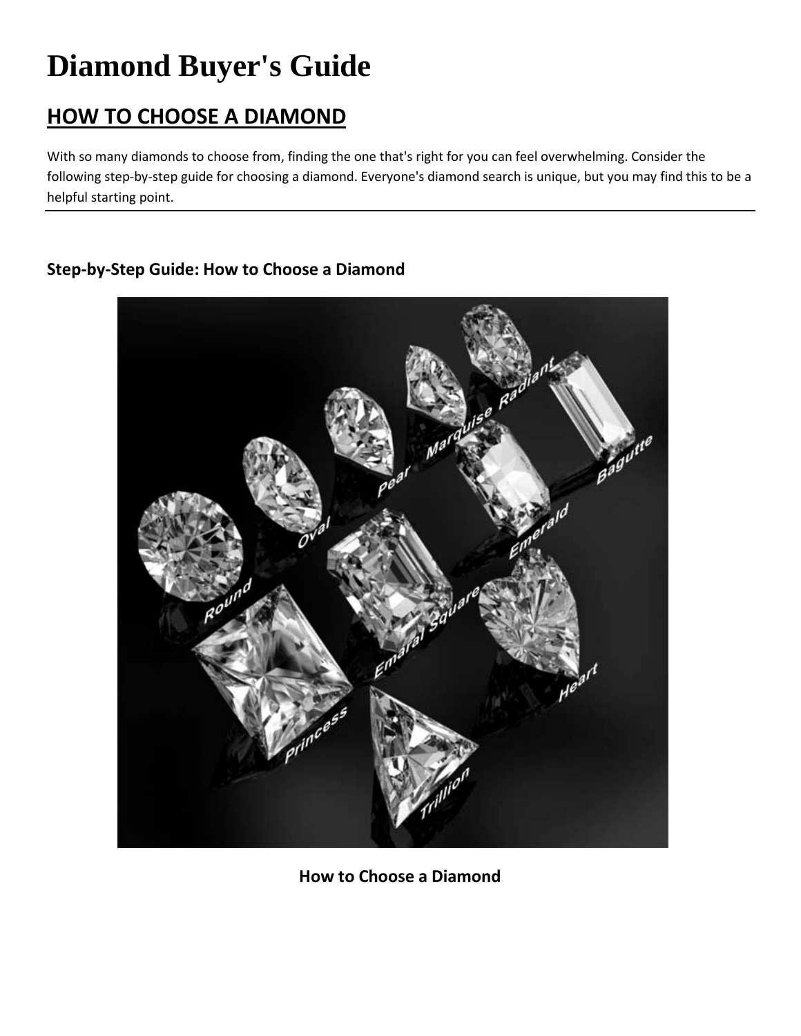# Diamond Buyer's Guide

## HOW TO CHOOSE A DIAMOND

With so many diamonds to choose from, finding the one that's right for you can feel overwhelming. Consider the following step-by-step guide for choosing a diamond. Everyone's diamond search is unique, but you may find this to be a helpful starting point.

---

### Step-by-Step Guide: How to Choose a Diamond

**How to Choose a Diamond**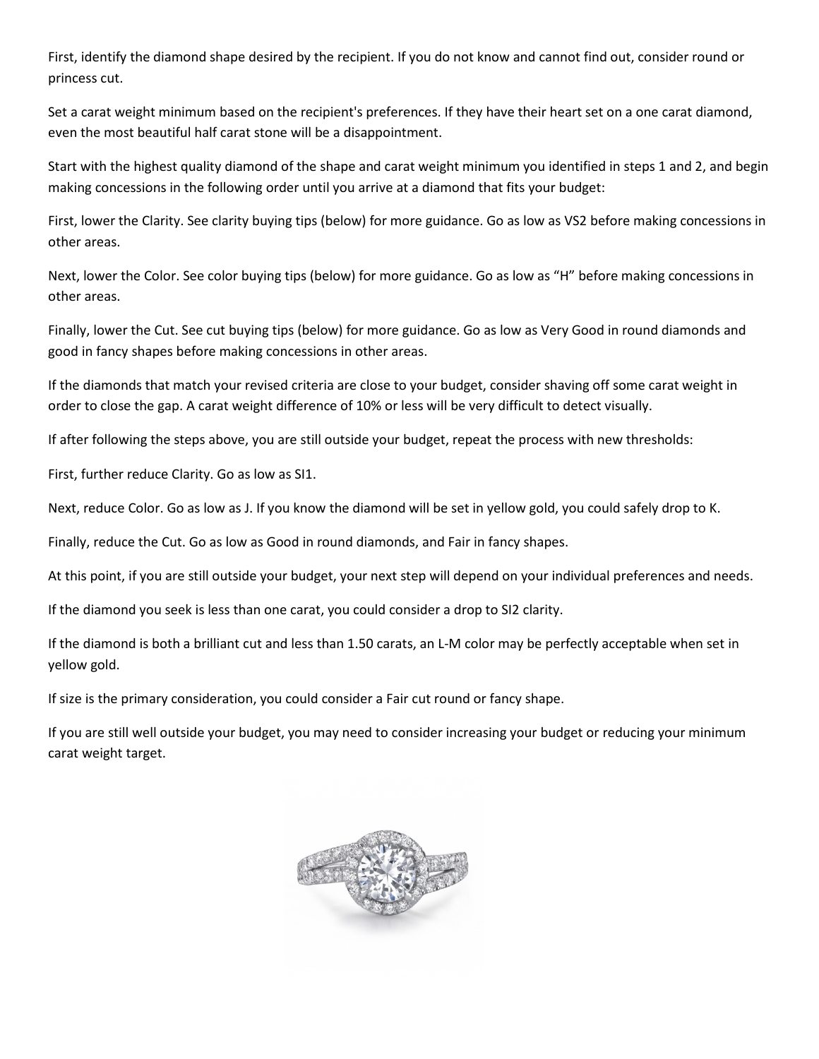First, identify the diamond shape desired by the recipient. If you do not know and cannot find out, consider round or princess cut.

Set a carat weight minimum based on the recipient's preferences. If they have their heart set on a one carat diamond, even the most beautiful half carat stone will be a disappointment.

Start with the highest quality diamond of the shape and carat weight minimum you identified in steps 1 and 2, and begin making concessions in the following order until you arrive at a diamond that fits your budget:

First, lower the Clarity. See clarity buying tips (below) for more guidance. Go as low as VS2 before making concessions in other areas.

Next, lower the Color. See color buying tips (below) for more guidance. Go as low as "H" before making concessions in other areas.

Finally, lower the Cut. See cut buying tips (below) for more guidance. Go as low as Very Good in round diamonds and good in fancy shapes before making concessions in other areas.

If the diamonds that match your revised criteria are close to your budget, consider shaving off some carat weight in order to close the gap. A carat weight difference of 10% or less will be very difficult to detect visually.

If after following the steps above, you are still outside your budget, repeat the process with new thresholds:

First, further reduce Clarity. Go as low as SI1.

Next, reduce Color. Go as low as J. If you know the diamond will be set in yellow gold, you could safely drop to K.

Finally, reduce the Cut. Go as low as Good in round diamonds, and Fair in fancy shapes.

At this point, if you are still outside your budget, your next step will depend on your individual preferences and needs.

If the diamond you seek is less than one carat, you could consider a drop to SI2 clarity.

If the diamond is both a brilliant cut and less than 1.50 carats, an L-M color may be perfectly acceptable when set in yellow gold.

If size is the primary consideration, you could consider a Fair cut round or fancy shape.

If you are still well outside your budget, you may need to consider increasing your budget or reducing your minimum carat weight target.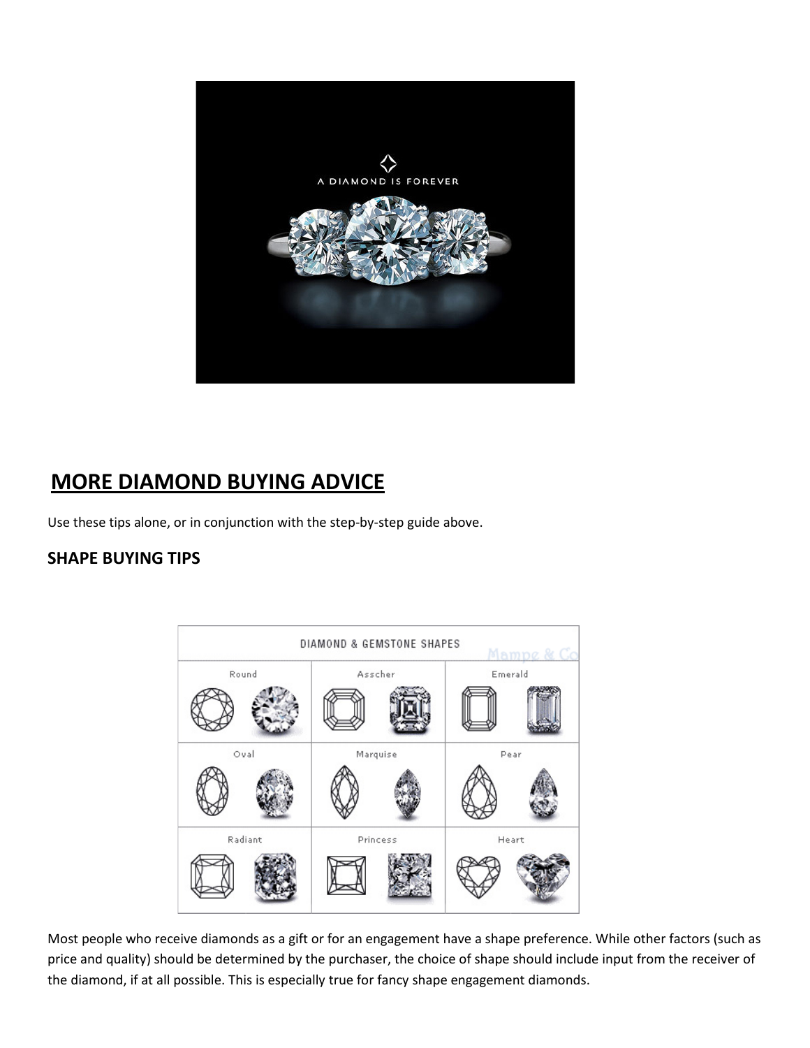## MORE DIAMOND BUYING ADVICE

Use these tips alone, or in conjunction with the step-by-step guide above.

### SHAPE BUYING TIPS

Most people who receive diamonds as a gift or for an engagement have a shape preference. While other factors (such as price and quality) should be determined by the purchaser, the choice of shape should include input from the receiver of the diamond, if at all possible. This is especially true for fancy shape engagement diamonds.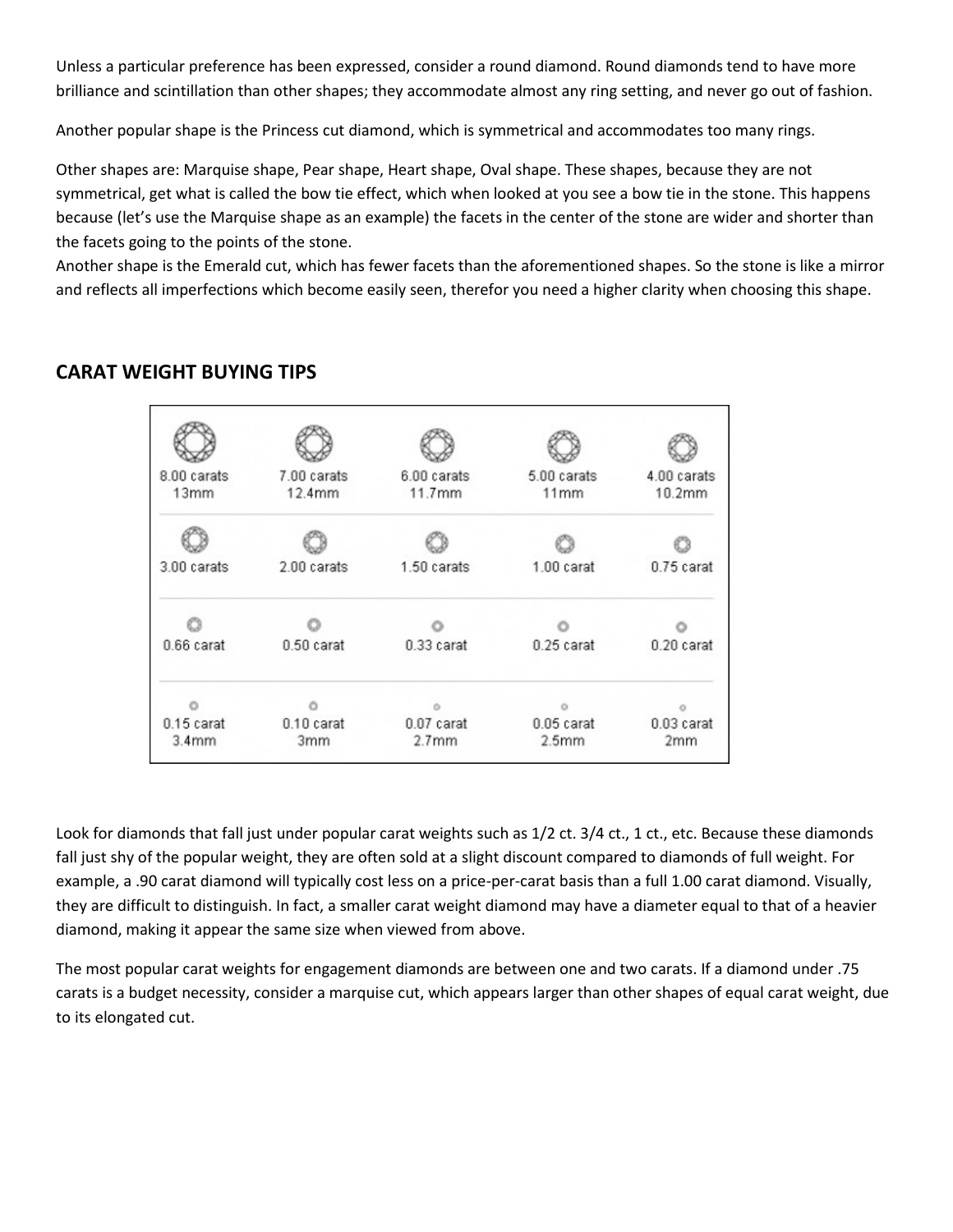Unless a particular preference has been expressed, consider a round diamond. Round diamonds tend to have more brilliance and scintillation than other shapes; they accommodate almost any ring setting, and never go out of fashion.

Another popular shape is the Princess cut diamond, which is symmetrical and accommodates too many rings.

Other shapes are: Marquise shape, Pear shape, Heart shape, Oval shape. These shapes, because they are not symmetrical, get what is called the bow tie effect, which when looked at you see a bow tie in the stone. This happens because (let's use the Marquise shape as an example) the facets in the center of the stone are wider and shorter than the facets going to the points of the stone.
Another shape is the Emerald cut, which has fewer facets than the aforementioned shapes. So the stone is like a mirror and reflects all imperfections which become easily seen, therefor you need a higher clarity when choosing this shape.

## CARAT WEIGHT BUYING TIPS

| | | | | |
|---|---|---|---|---|
| 8.00 carats 13mm | 7.00 carats 12.4mm | 6.00 carats 11.7mm | 5.00 carats 11mm | 4.00 carats 10.2mm |
| 3.00 carats | 2.00 carats | 1.50 carats | 1.00 carat | 0.75 carat |
| 0.66 carat | 0.50 carat | 0.33 carat | 0.25 carat | 0.20 carat |
| 0.15 carat 3.4mm | 0.10 carat 3mm | 0.07 carat 2.7mm | 0.05 carat 2.5mm | 0.03 carat 2mm |

Look for diamonds that fall just under popular carat weights such as 1/2 ct. 3/4 ct., 1 ct., etc. Because these diamonds fall just shy of the popular weight, they are often sold at a slight discount compared to diamonds of full weight. For example, a .90 carat diamond will typically cost less on a price-per-carat basis than a full 1.00 carat diamond. Visually, they are difficult to distinguish. In fact, a smaller carat weight diamond may have a diameter equal to that of a heavier diamond, making it appear the same size when viewed from above.

The most popular carat weights for engagement diamonds are between one and two carats. If a diamond under .75 carats is a budget necessity, consider a marquise cut, which appears larger than other shapes of equal carat weight, due to its elongated cut.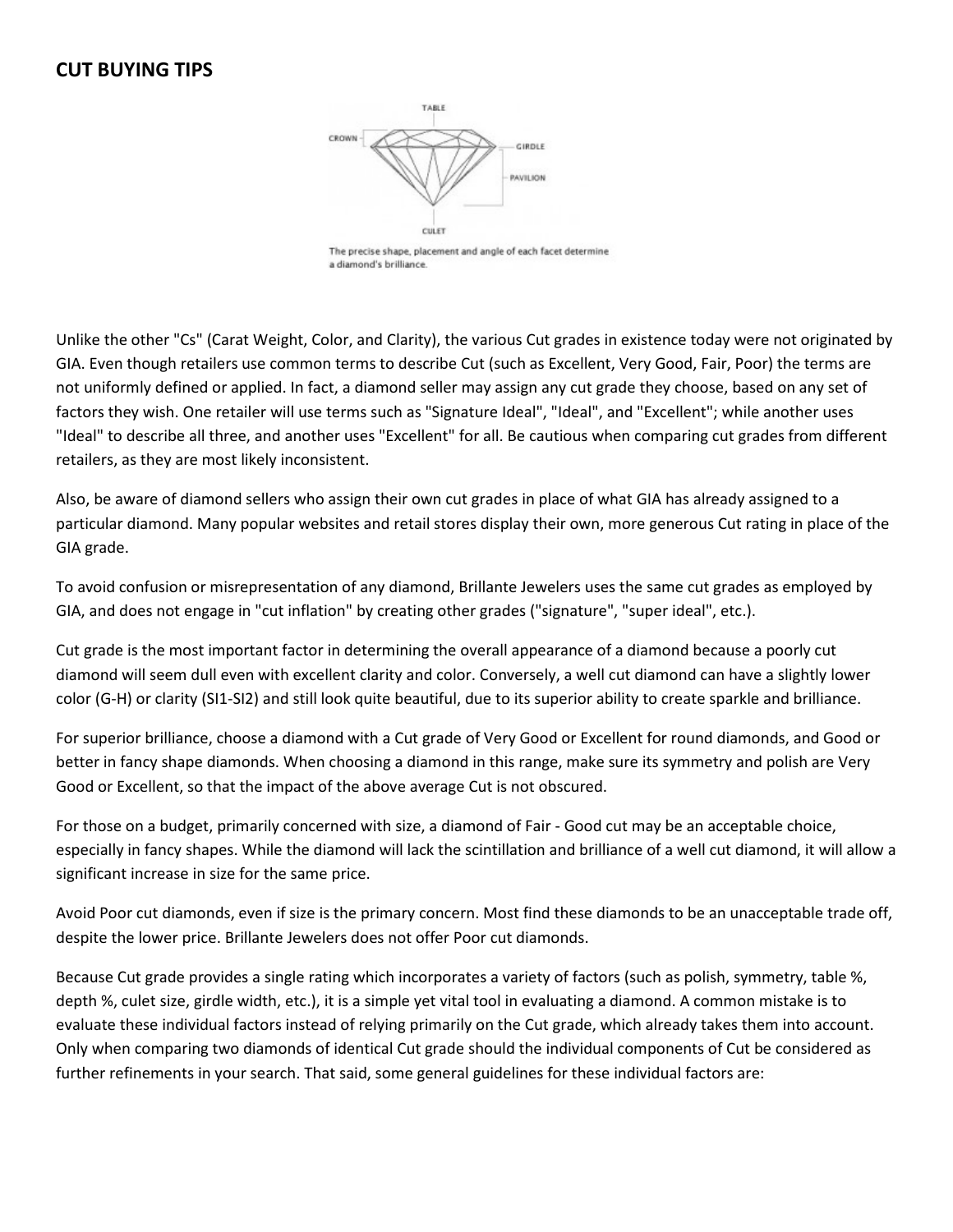## CUT BUYING TIPS

The precise shape, placement and angle of each facet determine a diamond's brilliance.

Unlike the other "Cs" (Carat Weight, Color, and Clarity), the various Cut grades in existence today were not originated by GIA. Even though retailers use common terms to describe Cut (such as Excellent, Very Good, Fair, Poor) the terms are not uniformly defined or applied. In fact, a diamond seller may assign any cut grade they choose, based on any set of factors they wish. One retailer will use terms such as "Signature Ideal", "Ideal", and "Excellent"; while another uses "Ideal" to describe all three, and another uses "Excellent" for all. Be cautious when comparing cut grades from different retailers, as they are most likely inconsistent.

Also, be aware of diamond sellers who assign their own cut grades in place of what GIA has already assigned to a particular diamond. Many popular websites and retail stores display their own, more generous Cut rating in place of the GIA grade.

To avoid confusion or misrepresentation of any diamond, Brillante Jewelers uses the same cut grades as employed by GIA, and does not engage in "cut inflation" by creating other grades ("signature", "super ideal", etc.).

Cut grade is the most important factor in determining the overall appearance of a diamond because a poorly cut diamond will seem dull even with excellent clarity and color. Conversely, a well cut diamond can have a slightly lower color (G-H) or clarity (SI1-SI2) and still look quite beautiful, due to its superior ability to create sparkle and brilliance.

For superior brilliance, choose a diamond with a Cut grade of Very Good or Excellent for round diamonds, and Good or better in fancy shape diamonds. When choosing a diamond in this range, make sure its symmetry and polish are Very Good or Excellent, so that the impact of the above average Cut is not obscured.

For those on a budget, primarily concerned with size, a diamond of Fair - Good cut may be an acceptable choice, especially in fancy shapes. While the diamond will lack the scintillation and brilliance of a well cut diamond, it will allow a significant increase in size for the same price.

Avoid Poor cut diamonds, even if size is the primary concern. Most find these diamonds to be an unacceptable trade off, despite the lower price. Brillante Jewelers does not offer Poor cut diamonds.

Because Cut grade provides a single rating which incorporates a variety of factors (such as polish, symmetry, table %, depth %, culet size, girdle width, etc.), it is a simple yet vital tool in evaluating a diamond. A common mistake is to evaluate these individual factors instead of relying primarily on the Cut grade, which already takes them into account. Only when comparing two diamonds of identical Cut grade should the individual components of Cut be considered as further refinements in your search. That said, some general guidelines for these individual factors are: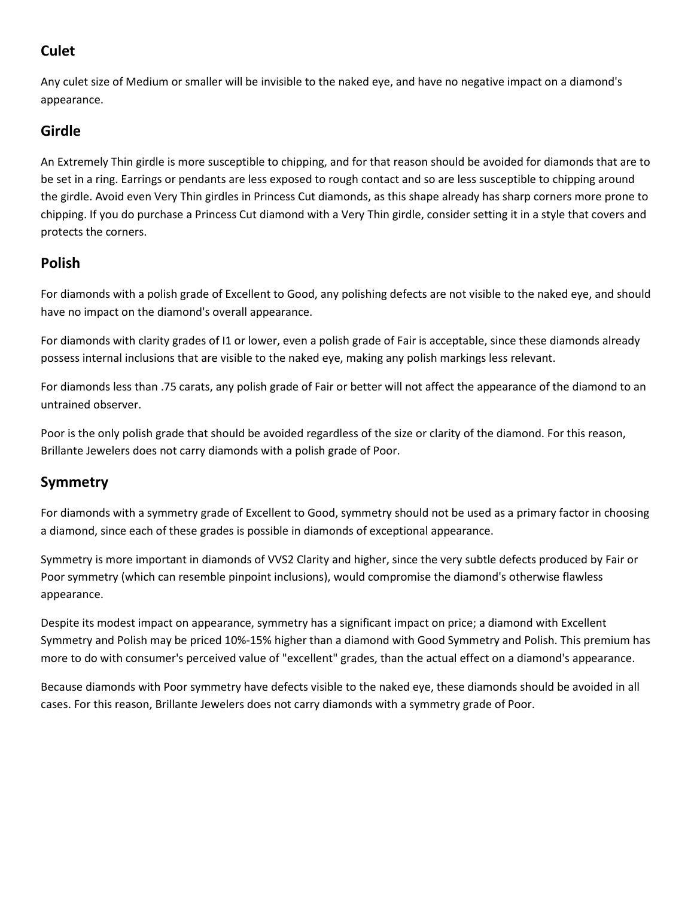## Culet

Any culet size of Medium or smaller will be invisible to the naked eye, and have no negative impact on a diamond's appearance.

## Girdle

An Extremely Thin girdle is more susceptible to chipping, and for that reason should be avoided for diamonds that are to be set in a ring. Earrings or pendants are less exposed to rough contact and so are less susceptible to chipping around the girdle. Avoid even Very Thin girdles in Princess Cut diamonds, as this shape already has sharp corners more prone to chipping. If you do purchase a Princess Cut diamond with a Very Thin girdle, consider setting it in a style that covers and protects the corners.

## Polish

For diamonds with a polish grade of Excellent to Good, any polishing defects are not visible to the naked eye, and should have no impact on the diamond's overall appearance.

For diamonds with clarity grades of I1 or lower, even a polish grade of Fair is acceptable, since these diamonds already possess internal inclusions that are visible to the naked eye, making any polish markings less relevant.

For diamonds less than .75 carats, any polish grade of Fair or better will not affect the appearance of the diamond to an untrained observer.

Poor is the only polish grade that should be avoided regardless of the size or clarity of the diamond. For this reason, Brillante Jewelers does not carry diamonds with a polish grade of Poor.

## Symmetry

For diamonds with a symmetry grade of Excellent to Good, symmetry should not be used as a primary factor in choosing a diamond, since each of these grades is possible in diamonds of exceptional appearance.

Symmetry is more important in diamonds of VVS2 Clarity and higher, since the very subtle defects produced by Fair or Poor symmetry (which can resemble pinpoint inclusions), would compromise the diamond's otherwise flawless appearance.

Despite its modest impact on appearance, symmetry has a significant impact on price; a diamond with Excellent Symmetry and Polish may be priced 10%-15% higher than a diamond with Good Symmetry and Polish. This premium has more to do with consumer's perceived value of "excellent" grades, than the actual effect on a diamond's appearance.

Because diamonds with Poor symmetry have defects visible to the naked eye, these diamonds should be avoided in all cases. For this reason, Brillante Jewelers does not carry diamonds with a symmetry grade of Poor.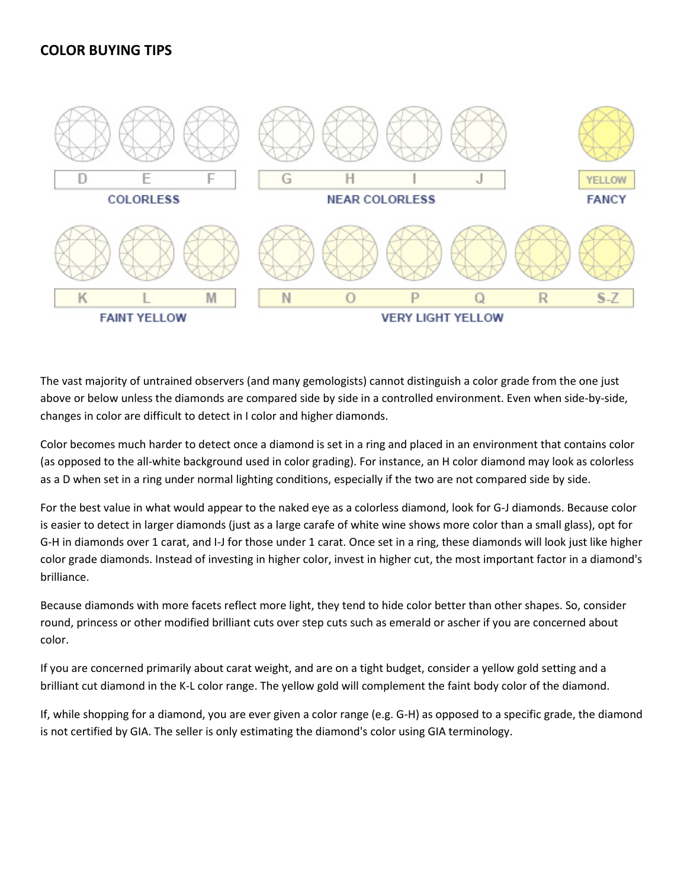## COLOR BUYING TIPS

| D | E | F | G | H | I | J | YELLOW |
|---|---|---|---|---|---|---|---|
| COLORLESS | | | NEAR COLORLESS | | | | FANCY |

| K | L | M | N | O | P | Q | R | S-Z |
|---|---|---|---|---|---|---|---|---|
| FAINT YELLOW | | | VERY LIGHT YELLOW | | | | | |

The vast majority of untrained observers (and many gemologists) cannot distinguish a color grade from the one just above or below unless the diamonds are compared side by side in a controlled environment. Even when side-by-side, changes in color are difficult to detect in I color and higher diamonds.

Color becomes much harder to detect once a diamond is set in a ring and placed in an environment that contains color (as opposed to the all-white background used in color grading). For instance, an H color diamond may look as colorless as a D when set in a ring under normal lighting conditions, especially if the two are not compared side by side.

For the best value in what would appear to the naked eye as a colorless diamond, look for G-J diamonds. Because color is easier to detect in larger diamonds (just as a large carafe of white wine shows more color than a small glass), opt for G-H in diamonds over 1 carat, and I-J for those under 1 carat. Once set in a ring, these diamonds will look just like higher color grade diamonds. Instead of investing in higher color, invest in higher cut, the most important factor in a diamond's brilliance.

Because diamonds with more facets reflect more light, they tend to hide color better than other shapes. So, consider round, princess or other modified brilliant cuts over step cuts such as emerald or ascher if you are concerned about color.

If you are concerned primarily about carat weight, and are on a tight budget, consider a yellow gold setting and a brilliant cut diamond in the K-L color range. The yellow gold will complement the faint body color of the diamond.

If, while shopping for a diamond, you are ever given a color range (e.g. G-H) as opposed to a specific grade, the diamond is not certified by GIA. The seller is only estimating the diamond's color using GIA terminology.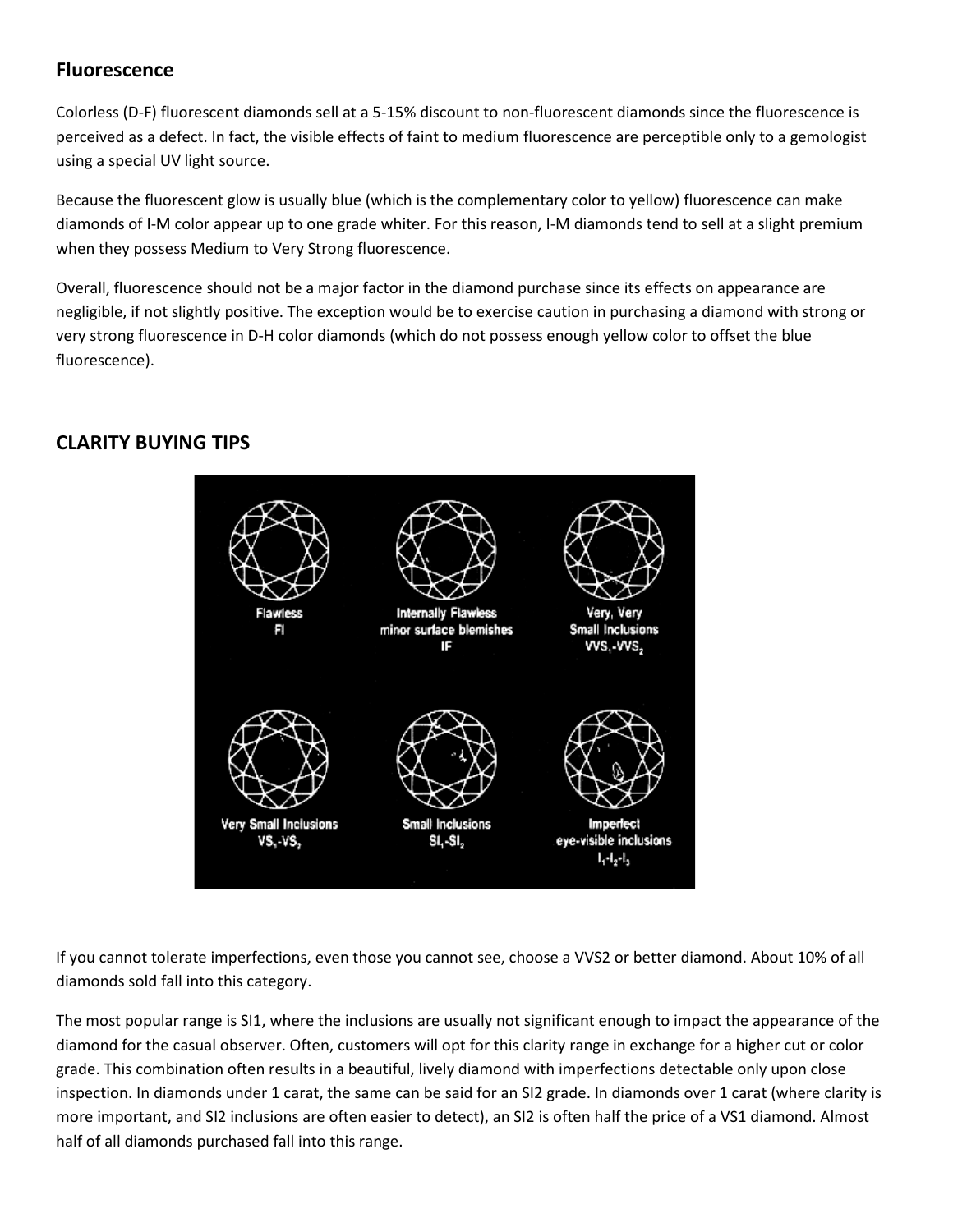## Fluorescence

Colorless (D-F) fluorescent diamonds sell at a 5-15% discount to non-fluorescent diamonds since the fluorescence is perceived as a defect. In fact, the visible effects of faint to medium fluorescence are perceptible only to a gemologist using a special UV light source.

Because the fluorescent glow is usually blue (which is the complementary color to yellow) fluorescence can make diamonds of I-M color appear up to one grade whiter. For this reason, I-M diamonds tend to sell at a slight premium when they possess Medium to Very Strong fluorescence.

Overall, fluorescence should not be a major factor in the diamond purchase since its effects on appearance are negligible, if not slightly positive. The exception would be to exercise caution in purchasing a diamond with strong or very strong fluorescence in D-H color diamonds (which do not possess enough yellow color to offset the blue fluorescence).

## CLARITY BUYING TIPS

If you cannot tolerate imperfections, even those you cannot see, choose a VVS2 or better diamond. About 10% of all diamonds sold fall into this category.

The most popular range is SI1, where the inclusions are usually not significant enough to impact the appearance of the diamond for the casual observer. Often, customers will opt for this clarity range in exchange for a higher cut or color grade. This combination often results in a beautiful, lively diamond with imperfections detectable only upon close inspection. In diamonds under 1 carat, the same can be said for an SI2 grade. In diamonds over 1 carat (where clarity is more important, and SI2 inclusions are often easier to detect), an SI2 is often half the price of a VS1 diamond. Almost half of all diamonds purchased fall into this range.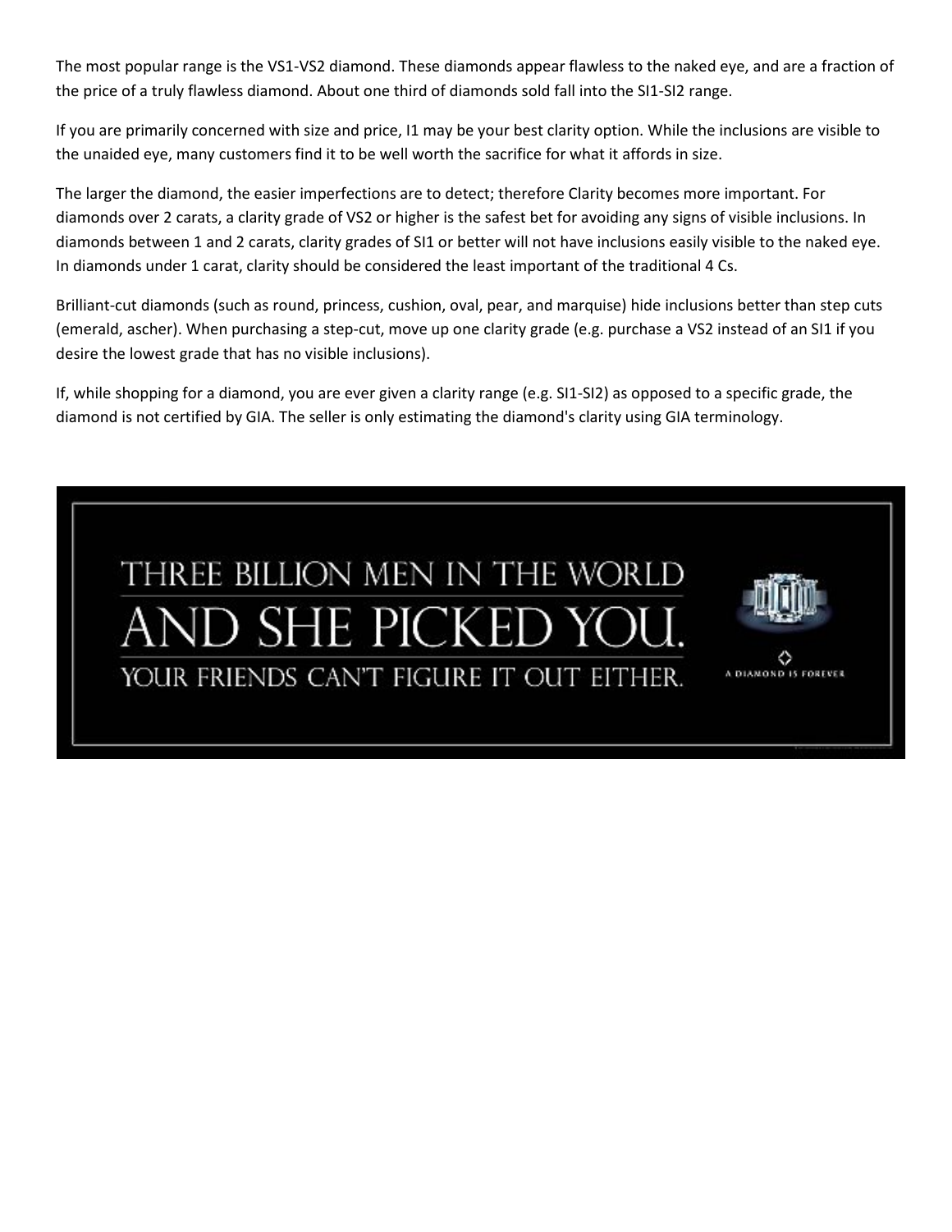The most popular range is the VS1-VS2 diamond. These diamonds appear flawless to the naked eye, and are a fraction of the price of a truly flawless diamond. About one third of diamonds sold fall into the SI1-SI2 range.

If you are primarily concerned with size and price, I1 may be your best clarity option. While the inclusions are visible to the unaided eye, many customers find it to be well worth the sacrifice for what it affords in size.

The larger the diamond, the easier imperfections are to detect; therefore Clarity becomes more important. For diamonds over 2 carats, a clarity grade of VS2 or higher is the safest bet for avoiding any signs of visible inclusions. In diamonds between 1 and 2 carats, clarity grades of SI1 or better will not have inclusions easily visible to the naked eye. In diamonds under 1 carat, clarity should be considered the least important of the traditional 4 Cs.

Brilliant-cut diamonds (such as round, princess, cushion, oval, pear, and marquise) hide inclusions better than step cuts (emerald, ascher). When purchasing a step-cut, move up one clarity grade (e.g. purchase a VS2 instead of an SI1 if you desire the lowest grade that has no visible inclusions).

If, while shopping for a diamond, you are ever given a clarity range (e.g. SI1-SI2) as opposed to a specific grade, the diamond is not certified by GIA. The seller is only estimating the diamond's clarity using GIA terminology.

THREE BILLION MEN IN THE WORLD

AND SHE PICKED YOU.

YOUR FRIENDS CAN'T FIGURE IT OUT EITHER.

A DIAMOND IS FOREVER